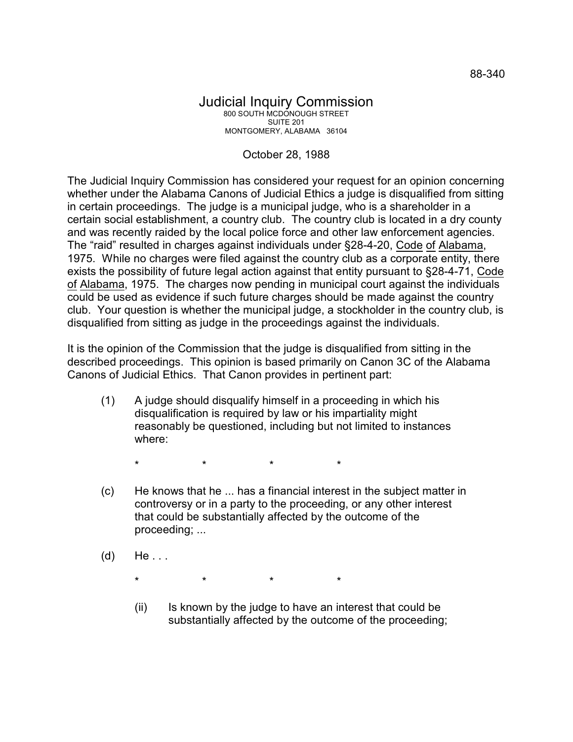88-340

# Judicial Inquiry Commission

800 SOUTH MCDONOUGH STREET
SUITE 201
MONTGOMERY, ALABAMA 36104

October 28, 1988

The Judicial Inquiry Commission has considered your request for an opinion concerning whether under the Alabama Canons of Judicial Ethics a judge is disqualified from sitting in certain proceedings. The judge is a municipal judge, who is a shareholder in a certain social establishment, a country club. The country club is located in a dry county and was recently raided by the local police force and other law enforcement agencies. The "raid" resulted in charges against individuals under §28-4-20, Code of Alabama, 1975. While no charges were filed against the country club as a corporate entity, there exists the possibility of future legal action against that entity pursuant to §28-4-71, Code of Alabama, 1975. The charges now pending in municipal court against the individuals could be used as evidence if such future charges should be made against the country club. Your question is whether the municipal judge, a stockholder in the country club, is disqualified from sitting as judge in the proceedings against the individuals.

It is the opinion of the Commission that the judge is disqualified from sitting in the described proceedings. This opinion is based primarily on Canon 3C of the Alabama Canons of Judicial Ethics. That Canon provides in pertinent part:

> (1) A judge should disqualify himself in a proceeding in which his disqualification is required by law or his impartiality might reasonably be questioned, including but not limited to instances where:
>
> \* \* \* \*
>
> (c) He knows that he ... has a financial interest in the subject matter in controversy or in a party to the proceeding, or any other interest that could be substantially affected by the outcome of the proceeding; ...
>
> (d) He . . .
>
> \* \* \* \*
>
> (ii) Is known by the judge to have an interest that could be substantially affected by the outcome of the proceeding;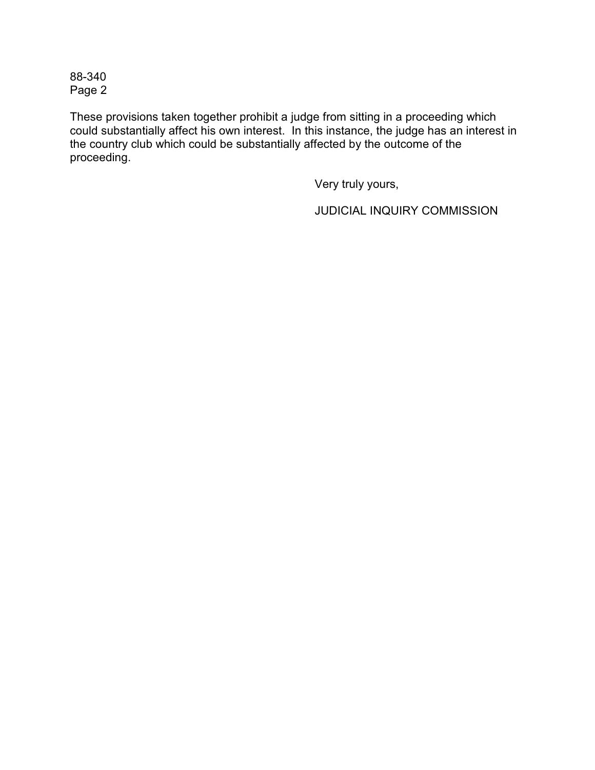These provisions taken together prohibit a judge from sitting in a proceeding which could substantially affect his own interest. In this instance, the judge has an interest in the country club which could be substantially affected by the outcome of the proceeding.

Very truly yours,

JUDICIAL INQUIRY COMMISSION